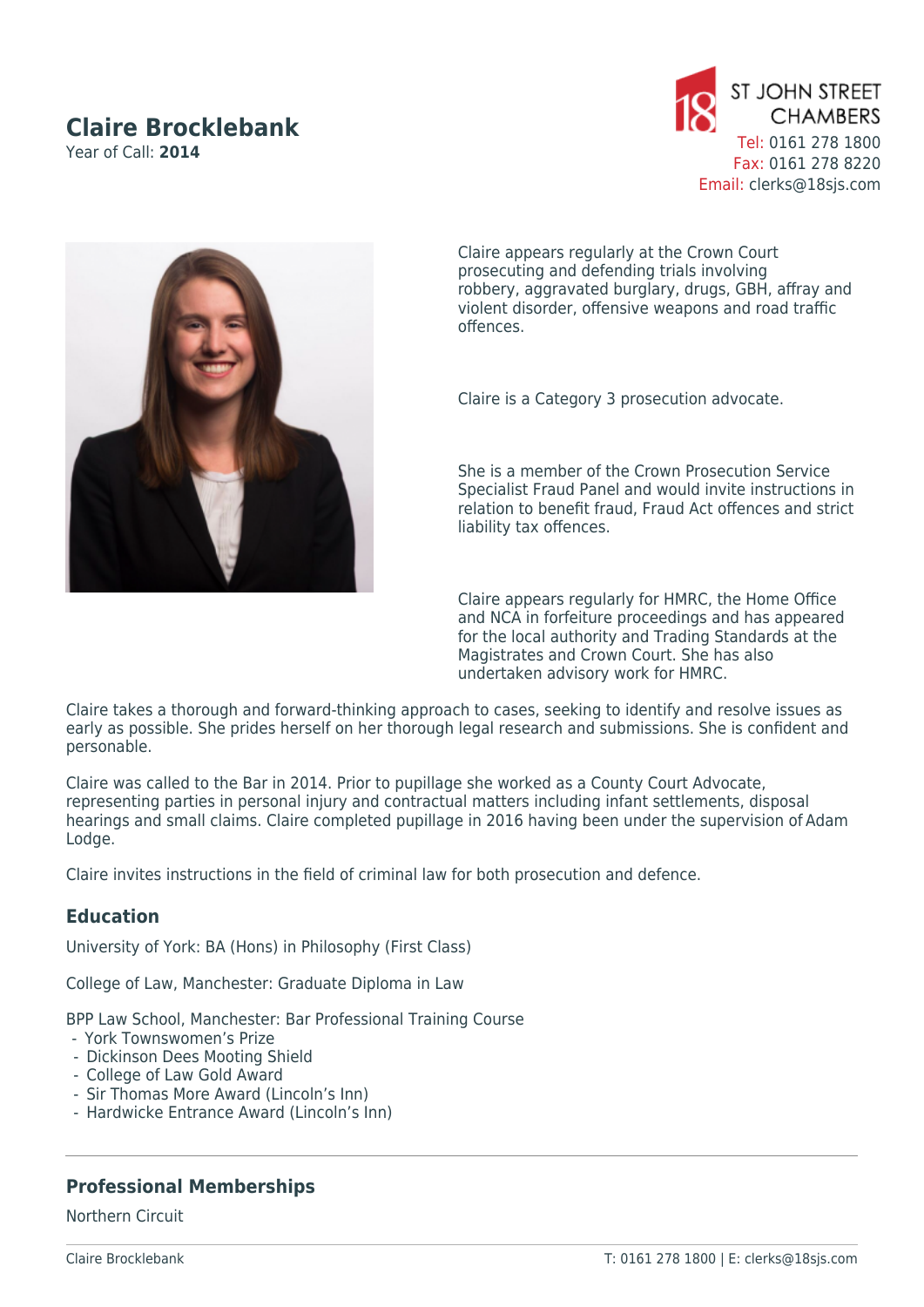# Claire Brocklebank

Year of Call: **2014**

ST JOHN STREET CHAMBERS

Tel: 0161 278 1800
Fax: 0161 278 8220
Email: clerks@18sjs.com

Claire appears regularly at the Crown Court prosecuting and defending trials involving robbery, aggravated burglary, drugs, GBH, affray and violent disorder, offensive weapons and road traffic offences.

Claire is a Category 3 prosecution advocate.

She is a member of the Crown Prosecution Service Specialist Fraud Panel and would invite instructions in relation to benefit fraud, Fraud Act offences and strict liability tax offences.

Claire appears regularly for HMRC, the Home Office and NCA in forfeiture proceedings and has appeared for the local authority and Trading Standards at the Magistrates and Crown Court. She has also undertaken advisory work for HMRC.

Claire takes a thorough and forward-thinking approach to cases, seeking to identify and resolve issues as early as possible. She prides herself on her thorough legal research and submissions. She is confident and personable.

Claire was called to the Bar in 2014. Prior to pupillage she worked as a County Court Advocate, representing parties in personal injury and contractual matters including infant settlements, disposal hearings and small claims. Claire completed pupillage in 2016 having been under the supervision of Adam Lodge.

Claire invites instructions in the field of criminal law for both prosecution and defence.

## Education

University of York: BA (Hons) in Philosophy (First Class)

College of Law, Manchester: Graduate Diploma in Law

BPP Law School, Manchester: Bar Professional Training Course

- York Townswomen's Prize
- Dickinson Dees Mooting Shield
- College of Law Gold Award
- Sir Thomas More Award (Lincoln's Inn)
- Hardwicke Entrance Award (Lincoln's Inn)

## Professional Memberships

Northern Circuit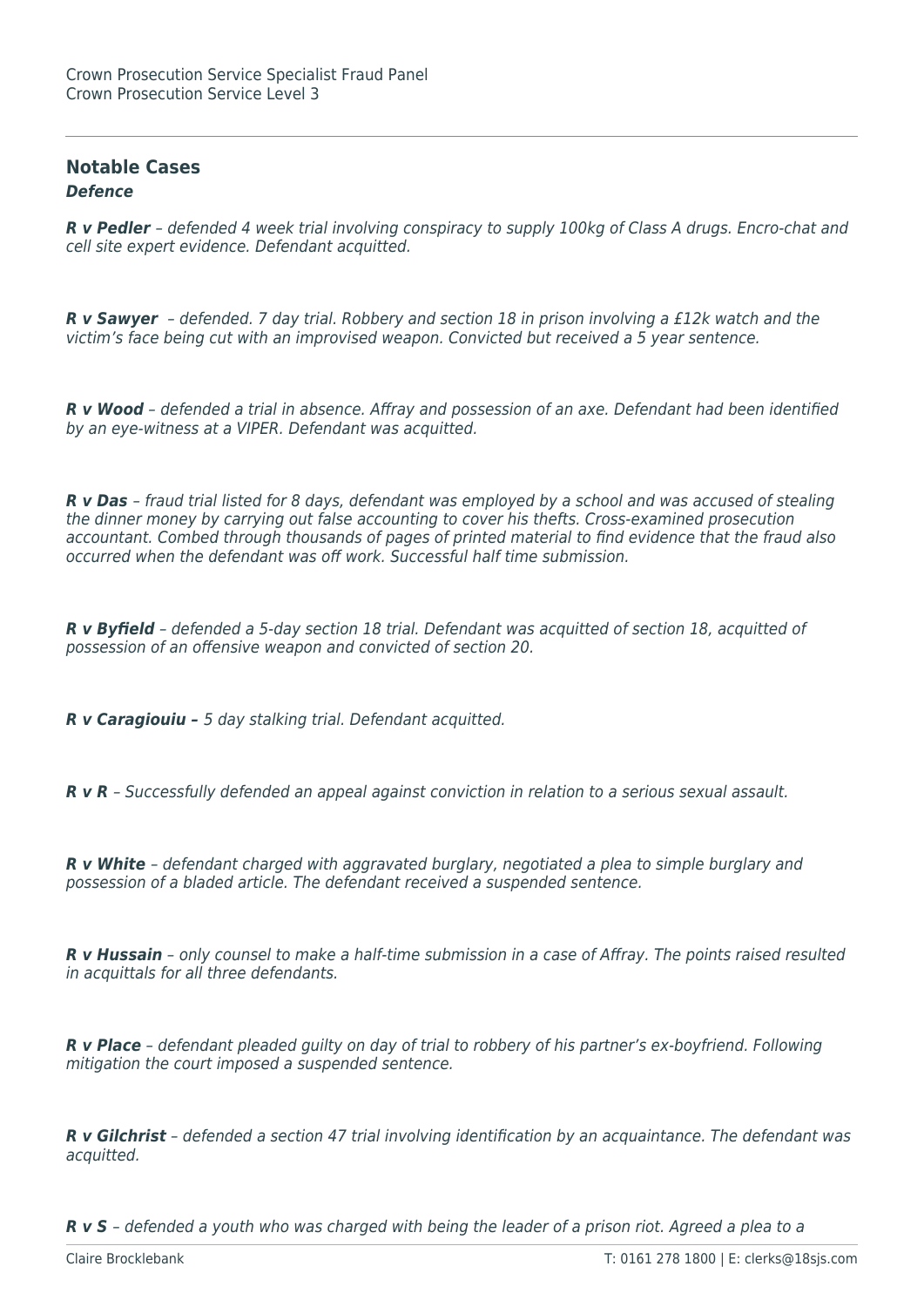Crown Prosecution Service Specialist Fraud Panel
Crown Prosecution Service Level 3

---

## Notable Cases

### *Defence*

***R v Pedler** – defended 4 week trial involving conspiracy to supply 100kg of Class A drugs. Encro-chat and cell site expert evidence. Defendant acquitted.*

***R v Sawyer** – defended. 7 day trial. Robbery and section 18 in prison involving a £12k watch and the victim's face being cut with an improvised weapon. Convicted but received a 5 year sentence.*

***R v Wood** – defended a trial in absence. Affray and possession of an axe. Defendant had been identified by an eye-witness at a VIPER. Defendant was acquitted.*

***R v Das** – fraud trial listed for 8 days, defendant was employed by a school and was accused of stealing the dinner money by carrying out false accounting to cover his thefts. Cross-examined prosecution accountant. Combed through thousands of pages of printed material to find evidence that the fraud also occurred when the defendant was off work. Successful half time submission.*

***R v Byfield** – defended a 5-day section 18 trial. Defendant was acquitted of section 18, acquitted of possession of an offensive weapon and convicted of section 20.*

***R v Caragiouiu –** 5 day stalking trial. Defendant acquitted.*

***R v R** – Successfully defended an appeal against conviction in relation to a serious sexual assault.*

***R v White** – defendant charged with aggravated burglary, negotiated a plea to simple burglary and possession of a bladed article. The defendant received a suspended sentence.*

***R v Hussain** – only counsel to make a half-time submission in a case of Affray. The points raised resulted in acquittals for all three defendants.*

***R v Place** – defendant pleaded guilty on day of trial to robbery of his partner's ex-boyfriend. Following mitigation the court imposed a suspended sentence.*

***R v Gilchrist** – defended a section 47 trial involving identification by an acquaintance. The defendant was acquitted.*

***R v S** – defended a youth who was charged with being the leader of a prison riot. Agreed a plea to a*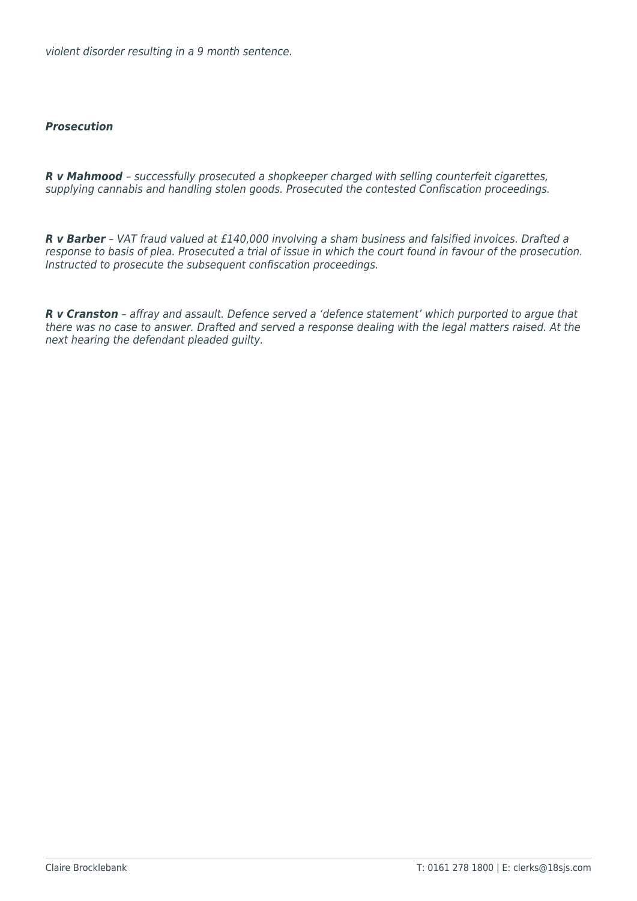*violent disorder resulting in a 9 month sentence.*

***Prosecution***

***R v Mahmood*** *– successfully prosecuted a shopkeeper charged with selling counterfeit cigarettes, supplying cannabis and handling stolen goods. Prosecuted the contested Confiscation proceedings.*

***R v Barber*** *– VAT fraud valued at £140,000 involving a sham business and falsified invoices. Drafted a response to basis of plea. Prosecuted a trial of issue in which the court found in favour of the prosecution. Instructed to prosecute the subsequent confiscation proceedings.*

***R v Cranston*** *– affray and assault. Defence served a 'defence statement' which purported to argue that there was no case to answer. Drafted and served a response dealing with the legal matters raised. At the next hearing the defendant pleaded guilty.*